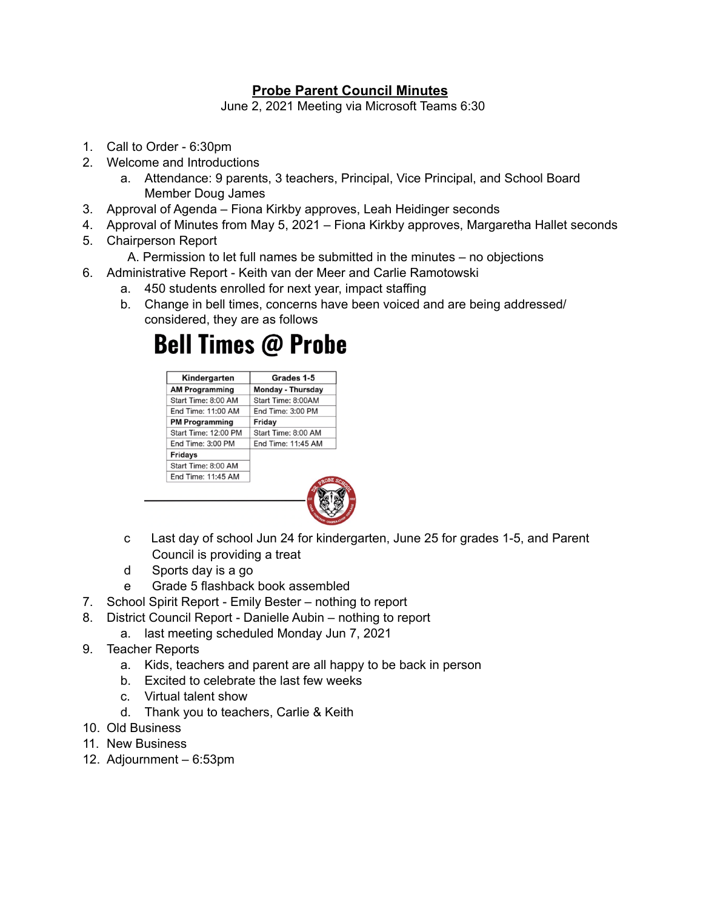# **Probe Parent Council Minutes**

June 2, 2021 Meeting via Microsoft Teams 6:30

1. Call to Order - 6:30pm
2. Welcome and Introductions
   a. Attendance: 9 parents, 3 teachers, Principal, Vice Principal, and School Board Member Doug James
3. Approval of Agenda – Fiona Kirkby approves, Leah Heidinger seconds
4. Approval of Minutes from May 5, 2021 – Fiona Kirkby approves, Margaretha Hallet seconds
5. Chairperson Report
   A. Permission to let full names be submitted in the minutes – no objections
6. Administrative Report - Keith van der Meer and Carlie Ramotowski
   a. 450 students enrolled for next year, impact staffing
   b. Change in bell times, concerns have been voiced and are being addressed/ considered, they are as follows

## **Bell Times @ Probe**

| Kindergarten | Grades 1-5 |
|---|---|
| **AM Programming** | **Monday - Thursday** |
| Start Time: 8:00 AM | Start Time: 8:00AM |
| End Time: 11:00 AM | End Time: 3:00 PM |
| **PM Programming** | **Friday** |
| Start Time: 12:00 PM | Start Time: 8:00 AM |
| End Time: 3:00 PM | End Time: 11:45 AM |
| **Fridays** | |
| Start Time: 8:00 AM | |
| End Time: 11:45 AM | |

   c. Last day of school Jun 24 for kindergarten, June 25 for grades 1-5, and Parent Council is providing a treat
   d. Sports day is a go
   e. Grade 5 flashback book assembled
7. School Spirit Report - Emily Bester – nothing to report
8. District Council Report - Danielle Aubin – nothing to report
   a. last meeting scheduled Monday Jun 7, 2021
9. Teacher Reports
   a. Kids, teachers and parent are all happy to be back in person
   b. Excited to celebrate the last few weeks
   c. Virtual talent show
   d. Thank you to teachers, Carlie & Keith
10. Old Business
11. New Business
12. Adjournment – 6:53pm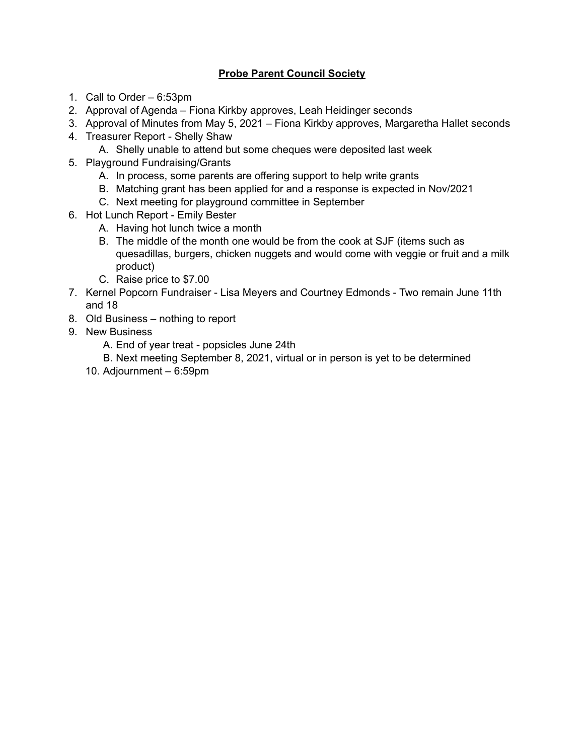**Probe Parent Council Society**

1. Call to Order – 6:53pm
2. Approval of Agenda – Fiona Kirkby approves, Leah Heidinger seconds
3. Approval of Minutes from May 5, 2021 – Fiona Kirkby approves, Margaretha Hallet seconds
4. Treasurer Report - Shelly Shaw
   A. Shelly unable to attend but some cheques were deposited last week
5. Playground Fundraising/Grants
   A. In process, some parents are offering support to help write grants
   B. Matching grant has been applied for and a response is expected in Nov/2021
   C. Next meeting for playground committee in September
6. Hot Lunch Report - Emily Bester
   A. Having hot lunch twice a month
   B. The middle of the month one would be from the cook at SJF (items such as quesadillas, burgers, chicken nuggets and would come with veggie or fruit and a milk product)
   C. Raise price to $7.00
7. Kernel Popcorn Fundraiser - Lisa Meyers and Courtney Edmonds - Two remain June 11th and 18
8. Old Business – nothing to report
9. New Business
   A. End of year treat - popsicles June 24th
   B. Next meeting September 8, 2021, virtual or in person is yet to be determined
10. Adjournment – 6:59pm